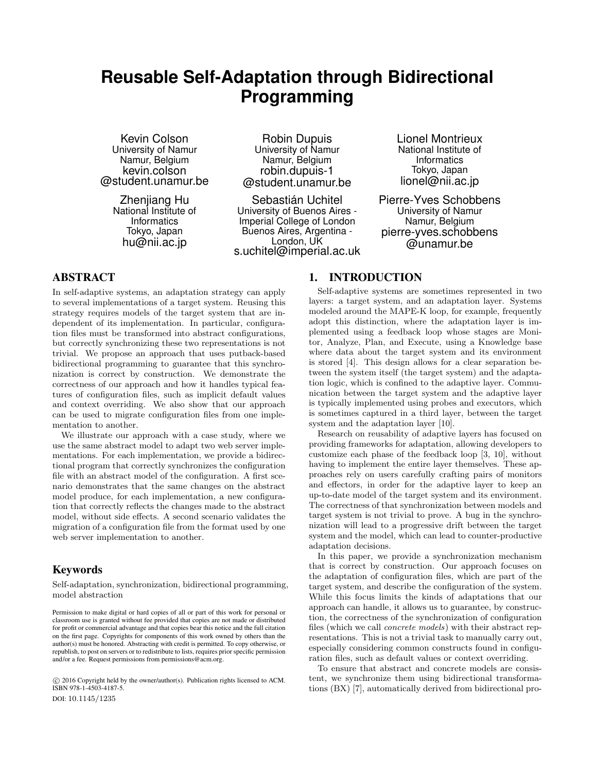# Reusable Self-Adaptation through Bidirectional Programming

Kevin Colson
University of Namur
Namur, Belgium
kevin.colson@student.unamur.be

Robin Dupuis
University of Namur
Namur, Belgium
robin.dupuis-1@student.unamur.be

Lionel Montrieux
National Institute of Informatics
Tokyo, Japan
lionel@nii.ac.jp

Zhenjiang Hu
National Institute of Informatics
Tokyo, Japan
hu@nii.ac.jp

Sebastián Uchitel
University of Buenos Aires - Imperial College of London
Buenos Aires, Argentina - London, UK
s.uchitel@imperial.ac.uk

Pierre-Yves Schobbens
University of Namur
Namur, Belgium
pierre-yves.schobbens@unamur.be

## ABSTRACT

In self-adaptive systems, an adaptation strategy can apply to several implementations of a target system. Reusing this strategy requires models of the target system that are independent of its implementation. In particular, configuration files must be transformed into abstract configurations, but correctly synchronizing these two representations is not trivial. We propose an approach that uses putback-based bidirectional programming to guarantee that this synchronization is correct by construction. We demonstrate the correctness of our approach and how it handles typical features of configuration files, such as implicit default values and context overriding. We also show that our approach can be used to migrate configuration files from one implementation to another.

We illustrate our approach with a case study, where we use the same abstract model to adapt two web server implementations. For each implementation, we provide a bidirectional program that correctly synchronizes the configuration file with an abstract model of the configuration. A first scenario demonstrates that the same changes on the abstract model produce, for each implementation, a new configuration that correctly reflects the changes made to the abstract model, without side effects. A second scenario validates the migration of a configuration file from the format used by one web server implementation to another.

### Keywords

Self-adaptation, synchronization, bidirectional programming, model abstraction

Permission to make digital or hard copies of all or part of this work for personal or classroom use is granted without fee provided that copies are not made or distributed for profit or commercial advantage and that copies bear this notice and the full citation on the first page. Copyrights for components of this work owned by others than the author(s) must be honored. Abstracting with credit is permitted. To copy otherwise, or republish, to post on servers or to redistribute to lists, requires prior specific permission and/or a fee. Request permissions from permissions@acm.org.

© 2016 Copyright held by the owner/author(s). Publication rights licensed to ACM. ISBN 978-1-4503-4187-5.

DOI: 10.1145/1235

## 1. INTRODUCTION

Self-adaptive systems are sometimes represented in two layers: a target system, and an adaptation layer. Systems modeled around the MAPE-K loop, for example, frequently adopt this distinction, where the adaptation layer is implemented using a feedback loop whose stages are Monitor, Analyze, Plan, and Execute, using a Knowledge base where data about the target system and its environment is stored [4]. This design allows for a clear separation between the system itself (the target system) and the adaptation logic, which is confined to the adaptive layer. Communication between the target system and the adaptive layer is typically implemented using probes and executors, which is sometimes captured in a third layer, between the target system and the adaptation layer [10].

Research on reusability of adaptive layers has focused on providing frameworks for adaptation, allowing developers to customize each phase of the feedback loop [3, 10], without having to implement the entire layer themselves. These approaches rely on users carefully crafting pairs of monitors and effectors, in order for the adaptive layer to keep an up-to-date model of the target system and its environment. The correctness of that synchronization between models and target system is not trivial to prove. A bug in the synchronization will lead to a progressive drift between the target system and the model, which can lead to counter-productive adaptation decisions.

In this paper, we provide a synchronization mechanism that is correct by construction. Our approach focuses on the adaptation of configuration files, which are part of the target system, and describe the configuration of the system. While this focus limits the kinds of adaptations that our approach can handle, it allows us to guarantee, by construction, the correctness of the synchronization of configuration files (which we call *concrete models*) with their abstract representations. This is not a trivial task to manually carry out, especially considering common constructs found in configuration files, such as default values or context overriding.

To ensure that abstract and concrete models are consistent, we synchronize them using bidirectional transformations (BX) [7], automatically derived from bidirectional pro-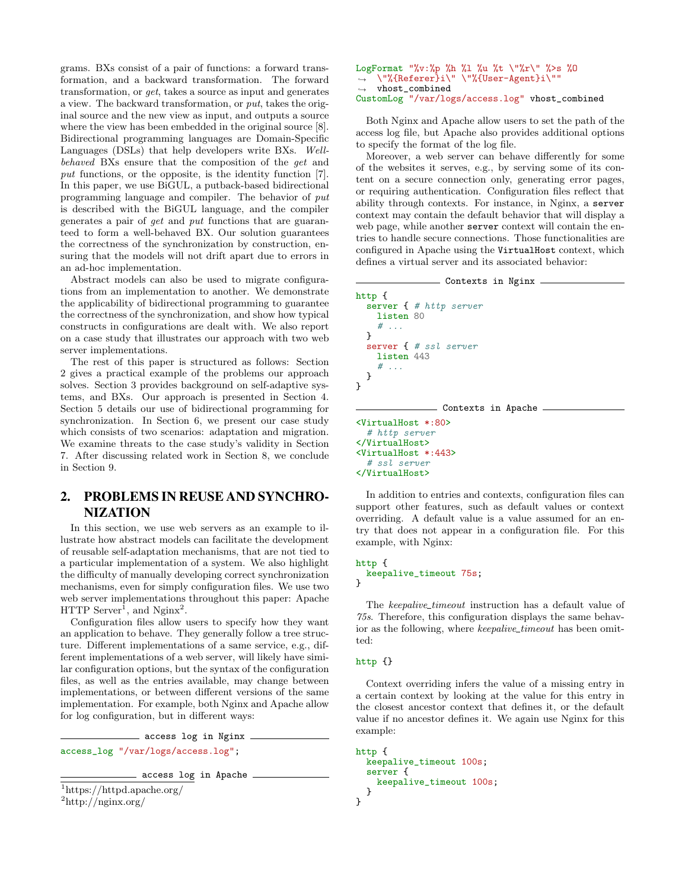grams. BXs consist of a pair of functions: a forward transformation, and a backward transformation. The forward transformation, or *get*, takes a source as input and generates a view. The backward transformation, or *put*, takes the original source and the new view as input, and outputs a source where the view has been embedded in the original source [8]. Bidirectional programming languages are Domain-Specific Languages (DSLs) that help developers write BXs. *Well-behaved* BXs ensure that the composition of the *get* and *put* functions, or the opposite, is the identity function [7]. In this paper, we use BiGUL, a putback-based bidirectional programming language and compiler. The behavior of *put* is described with the BiGUL language, and the compiler generates a pair of *get* and *put* functions that are guaranteed to form a well-behaved BX. Our solution guarantees the correctness of the synchronization by construction, ensuring that the models will not drift apart due to errors in an ad-hoc implementation.

Abstract models can also be used to migrate configurations from an implementation to another. We demonstrate the applicability of bidirectional programming to guarantee the correctness of the synchronization, and show how typical constructs in configurations are dealt with. We also report on a case study that illustrates our approach with two web server implementations.

The rest of this paper is structured as follows: Section 2 gives a practical example of the problems our approach solves. Section 3 provides background on self-adaptive systems, and BXs. Our approach is presented in Section 4. Section 5 details our use of bidirectional programming for synchronization. In Section 6, we present our case study which consists of two scenarios: adaptation and migration. We examine threats to the case study's validity in Section 7. After discussing related work in Section 8, we conclude in Section 9.

## 2. PROBLEMS IN REUSE AND SYNCHRONIZATION

In this section, we use web servers as an example to illustrate how abstract models can facilitate the development of reusable self-adaptation mechanisms, that are not tied to a particular implementation of a system. We also highlight the difficulty of manually developing correct synchronization mechanisms, even for simply configuration files. We use two web server implementations throughout this paper: Apache HTTP Server[1], and Nginx[2].

Configuration files allow users to specify how they want an application to behave. They generally follow a tree structure. Different implementations of a same service, e.g., different implementations of a web server, will likely have similar configuration options, but the syntax of the configuration files, as well as the entries available, may change between implementations, or between different versions of the same implementation. For example, both Nginx and Apache allow for log configuration, but in different ways:

access log in Nginx

```
access_log "/var/logs/access.log";
```

access log in Apache

```
LogFormat "%v:%p %h %l %u %t \"%r\" %>s %O
↪  \"%{Referer}i\" \"%{User-Agent}i\""
↪  vhost_combined
CustomLog "/var/logs/access.log" vhost_combined
```

[1]https://httpd.apache.org/

[2]http://nginx.org/

Both Nginx and Apache allow users to set the path of the access log file, but Apache also provides additional options to specify the format of the log file.

Moreover, a web server can behave differently for some of the websites it serves, e.g., by serving some of its content on a secure connection only, generating error pages, or requiring authentication. Configuration files reflect that ability through contexts. For instance, in Nginx, a `server` context may contain the default behavior that will display a web page, while another `server` context will contain the entries to handle secure connections. Those functionalities are configured in Apache using the `VirtualHost` context, which defines a virtual server and its associated behavior:

Contexts in Nginx

```
http {
  server { # http server
    listen 80
    # ...
  }
  server { # ssl server
    listen 443
    # ...
  }
}
```

Contexts in Apache

```
<VirtualHost *:80>
  # http server
</VirtualHost>
<VirtualHost *:443>
  # ssl server
</VirtualHost>
```

In addition to entries and contexts, configuration files can support other features, such as default values or context overriding. A default value is a value assumed for an entry that does not appear in a configuration file. For this example, with Nginx:

```
http {
  keepalive_timeout 75s;
}
```

The *keepalive_timeout* instruction has a default value of *75s*. Therefore, this configuration displays the same behavior as the following, where *keepalive_timeout* has been omitted:

```
http {}
```

Context overriding infers the value of a missing entry in a certain context by looking at the value for this entry in the closest ancestor context that defines it, or the default value if no ancestor defines it. We again use Nginx for this example:

```
http {
  keepalive_timeout 100s;
  server {
    keepalive_timeout 100s;
  }
}
```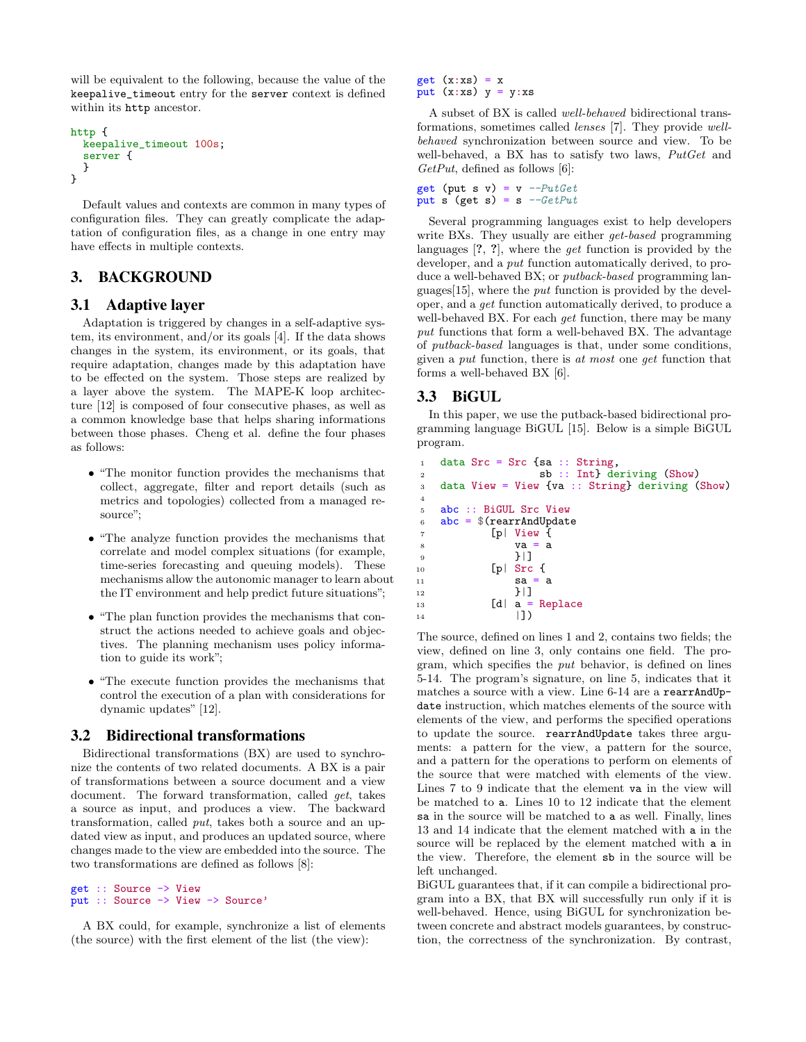will be equivalent to the following, because the value of the `keepalive_timeout` entry for the `server` context is defined within its `http` ancestor.

```
http {
  keepalive_timeout 100s;
  server {
  }
}
```

Default values and contexts are common in many types of configuration files. They can greatly complicate the adaptation of configuration files, as a change in one entry may have effects in multiple contexts.

## 3. BACKGROUND

### 3.1 Adaptive layer

Adaptation is triggered by changes in a self-adaptive system, its environment, and/or its goals [4]. If the data shows changes in the system, its environment, or its goals, that require adaptation, changes made by this adaptation have to be effected on the system. Those steps are realized by a layer above the system. The MAPE-K loop architecture [12] is composed of four consecutive phases, as well as a common knowledge base that helps sharing informations between those phases. Cheng et al. define the four phases as follows:

- "The monitor function provides the mechanisms that collect, aggregate, filter and report details (such as metrics and topologies) collected from a managed resource";
- "The analyze function provides the mechanisms that correlate and model complex situations (for example, time-series forecasting and queuing models). These mechanisms allow the autonomic manager to learn about the IT environment and help predict future situations";
- "The plan function provides the mechanisms that construct the actions needed to achieve goals and objectives. The planning mechanism uses policy information to guide its work";
- "The execute function provides the mechanisms that control the execution of a plan with considerations for dynamic updates" [12].

### 3.2 Bidirectional transformations

Bidirectional transformations (BX) are used to synchronize the contents of two related documents. A BX is a pair of transformations between a source document and a view document. The forward transformation, called *get*, takes a source as input, and produces a view. The backward transformation, called *put*, takes both a source and an updated view as input, and produces an updated source, where changes made to the view are embedded into the source. The two transformations are defined as follows [8]:

```
get :: Source -> View
put :: Source -> View -> Source'
```

A BX could, for example, synchronize a list of elements (the source) with the first element of the list (the view):

```
get (x:xs) = x
put (x:xs) y = y:xs
```

A subset of BX is called *well-behaved* bidirectional transformations, sometimes called *lenses* [7]. They provide *well-behaved* synchronization between source and view. To be well-behaved, a BX has to satisfy two laws, *PutGet* and *GetPut*, defined as follows [6]:

```
get (put s v) = v --PutGet
put s (get s) = s --GetPut
```

Several programming languages exist to help developers write BXs. They usually are either *get-based* programming languages [?, ?], where the *get* function is provided by the developer, and a *put* function automatically derived, to produce a well-behaved BX; or *putback-based* programming languages[15], where the *put* function is provided by the developer, and a *get* function automatically derived, to produce a well-behaved BX. For each *get* function, there may be many *put* functions that form a well-behaved BX. The advantage of *putback-based* languages is that, under some conditions, given a *put* function, there is *at most* one *get* function that forms a well-behaved BX [6].

### 3.3 BiGUL

In this paper, we use the putback-based bidirectional programming language BiGUL [15]. Below is a simple BiGUL program.

```
1  data Src = Src {sa :: String,
2                  sb :: Int} deriving (Show)
3  data View = View {va :: String} deriving (Show)
4
5  abc :: BiGUL Src View
6  abc = $(rearrAndUpdate
7          [p| View {
8              va = a
9              }|]
10         [p| Src {
11             sa = a
12             }|]
13         [d| a = Replace
14             |])
```

The source, defined on lines 1 and 2, contains two fields; the view, defined on line 3, only contains one field. The program, which specifies the *put* behavior, is defined on lines 5-14. The program's signature, on line 5, indicates that it matches a source with a view. Line 6-14 are a `rearrAndUpdate` instruction, which matches elements of the source with elements of the view, and performs the specified operations to update the source. `rearrAndUpdate` takes three arguments: a pattern for the view, a pattern for the source, and a pattern for the operations to perform on elements of the source that were matched with elements of the view. Lines 7 to 9 indicate that the element `va` in the view will be matched to `a`. Lines 10 to 12 indicate that the element `sa` in the source will be matched to `a` as well. Finally, lines 13 and 14 indicate that the element matched with `a` in the source will be replaced by the element matched with `a` in the view. Therefore, the element `sb` in the source will be left unchanged.

BiGUL guarantees that, if it can compile a bidirectional program into a BX, that BX will successfully run only if it is well-behaved. Hence, using BiGUL for synchronization between concrete and abstract models guarantees, by construction, the correctness of the synchronization. By contrast,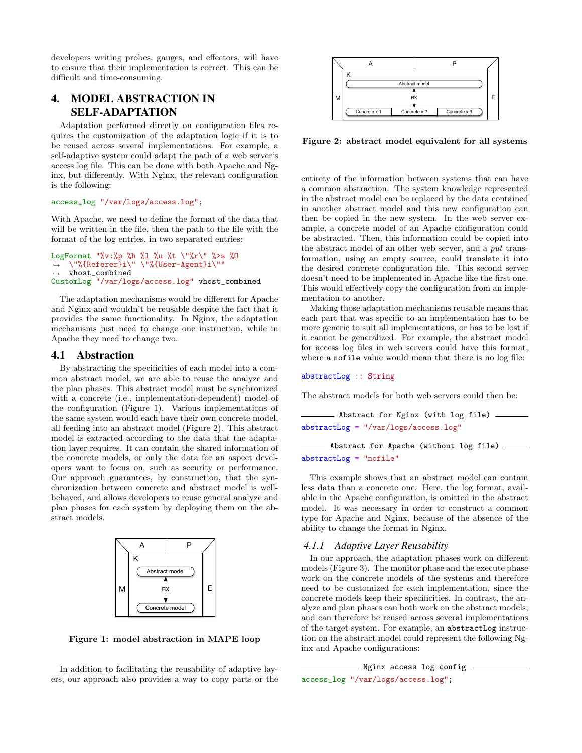developers writing probes, gauges, and effectors, will have to ensure that their implementation is correct. This can be difficult and time-consuming.

## 4. MODEL ABSTRACTION IN SELF-ADAPTATION

Adaptation performed directly on configuration files requires the customization of the adaptation logic if it is to be reused across several implementations. For example, a self-adaptive system could adapt the path of a web server's access log file. This can be done with both Apache and Nginx, but differently. With Nginx, the relevant configuration is the following:

```
access_log "/var/logs/access.log";
```

With Apache, we need to define the format of the data that will be written in the file, then the path to the file with the format of the log entries, in two separated entries:

```
LogFormat "%v:%p %h %l %u %t \"%r\" %>s %O
→  \"%{Referer}i\" \"%{User-Agent}i\""
→  vhost_combined
CustomLog "/var/logs/access.log" vhost_combined
```

The adaptation mechanisms would be different for Apache and Nginx and wouldn't be reusable despite the fact that it provides the same functionality. In Nginx, the adaptation mechanisms just need to change one instruction, while in Apache they need to change two.

### 4.1 Abstraction

By abstracting the specificities of each model into a common abstract model, we are able to reuse the analyze and the plan phases. This abstract model must be synchronized with a concrete (i.e., implementation-dependent) model of the configuration (Figure 1). Various implementations of the same system would each have their own concrete model, all feeding into an abstract model (Figure 2). This abstract model is extracted according to the data that the adaptation layer requires. It can contain the shared information of the concrete models, or only the data for an aspect developers want to focus on, such as security or performance. Our approach guarantees, by construction, that the synchronization between concrete and abstract model is well-behaved, and allows developers to reuse general analyze and plan phases for each system by deploying them on the abstract models.

**Figure 1: model abstraction in MAPE loop**

In addition to facilitating the reusability of adaptive layers, our approach also provides a way to copy parts or the entirety of the information between systems that can have a common abstraction. The system knowledge represented in the abstract model can be replaced by the data contained in another abstract model and this new configuration can then be copied in the new system. In the web server example, a concrete model of an Apache configuration could be abstracted. Then, this information could be copied into the abstract model of an other web server, and a *put* transformation, using an empty source, could translate it into the desired concrete configuration file. This second server doesn't need to be implemented in Apache like the first one. This would effectively copy the configuration from an implementation to another.

**Figure 2: abstract model equivalent for all systems**

Making those adaptation mechanisms reusable means that each part that was specific to an implementation has to be more generic to suit all implementations, or has to be lost if it cannot be generalized. For example, the abstract model for access log files in web servers could have this format, where a `nofile` value would mean that there is no log file:

```
abstractLog :: String
```

The abstract models for both web servers could then be:

```
Abstract for Nginx (with log file)
abstractLog = "/var/logs/access.log"
```

```
Abstract for Apache (without log file)
abstractLog = "nofile"
```

This example shows that an abstract model can contain less data than a concrete one. Here, the log format, available in the Apache configuration, is omitted in the abstract model. It was necessary in order to construct a common type for Apache and Nginx, because of the absence of the ability to change the format in Nginx.

#### 4.1.1 Adaptive Layer Reusability

In our approach, the adaptation phases work on different models (Figure 3). The monitor phase and the execute phase work on the concrete models of the systems and therefore need to be customized for each implementation, since the concrete models keep their specificities. In contrast, the analyze and plan phases can both work on the abstract models, and can therefore be reused across several implementations of the target system. For example, an `abstractLog` instruction on the abstract model could represent the following Nginx and Apache configurations:

```
Nginx access log config
access_log "/var/logs/access.log";
```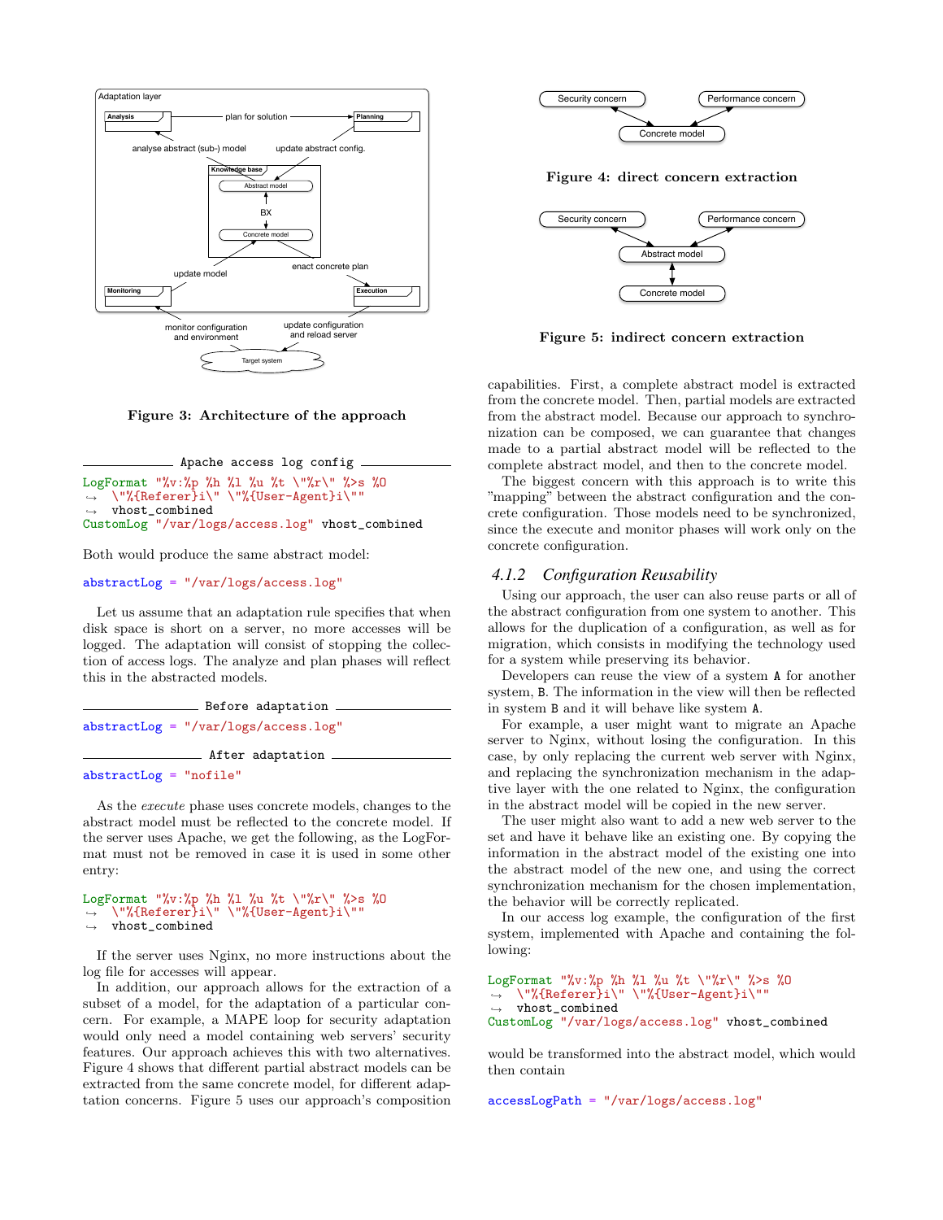Figure 3: Architecture of the approach

```
Apache access log config
LogFormat "%v:%p %h %l %u %t \"%r\" %>s %O
  \"%{Referer}i\" \"%{User-Agent}i\""
  vhost_combined
CustomLog "/var/logs/access.log" vhost_combined
```

Both would produce the same abstract model:

```
abstractLog = "/var/logs/access.log"
```

Let us assume that an adaptation rule specifies that when disk space is short on a server, no more accesses will be logged. The adaptation will consist of stopping the collection of access logs. The analyze and plan phases will reflect this in the abstracted models.

```
Before adaptation
abstractLog = "/var/logs/access.log"
```

```
After adaptation
abstractLog = "nofile"
```

As the *execute* phase uses concrete models, changes to the abstract model must be reflected to the concrete model. If the server uses Apache, we get the following, as the LogFormat must not be removed in case it is used in some other entry:

```
LogFormat "%v:%p %h %l %u %t \"%r\" %>s %O
  \"%{Referer}i\" \"%{User-Agent}i\""
  vhost_combined
```

If the server uses Nginx, no more instructions about the log file for accesses will appear.

In addition, our approach allows for the extraction of a subset of a model, for the adaptation of a particular concern. For example, a MAPE loop for security adaptation would only need a model containing web servers' security features. Our approach achieves this with two alternatives. Figure 4 shows that different partial abstract models can be extracted from the same concrete model, for different adaptation concerns. Figure 5 uses our approach's composition capabilities. First, a complete abstract model is extracted from the concrete model. Then, partial models are extracted from the abstract model. Because our approach to synchronization can be composed, we can guarantee that changes made to a partial abstract model will be reflected to the complete abstract model, and then to the concrete model.

Figure 4: direct concern extraction

Figure 5: indirect concern extraction

The biggest concern with this approach is to write this "mapping" between the abstract configuration and the concrete configuration. Those models need to be synchronized, since the execute and monitor phases will work only on the concrete configuration.

### 4.1.2 Configuration Reusability

Using our approach, the user can also reuse parts or all of the abstract configuration from one system to another. This allows for the duplication of a configuration, as well as for migration, which consists in modifying the technology used for a system while preserving its behavior.

Developers can reuse the view of a system A for another system, B. The information in the view will then be reflected in system B and it will behave like system A.

For example, a user might want to migrate an Apache server to Nginx, without losing the configuration. In this case, by only replacing the current web server with Nginx, and replacing the synchronization mechanism in the adaptive layer with the one related to Nginx, the configuration in the abstract model will be copied in the new server.

The user might also want to add a new web server to the set and have it behave like an existing one. By copying the information in the abstract model of the existing one into the abstract model of the new one, and using the correct synchronization mechanism for the chosen implementation, the behavior will be correctly replicated.

In our access log example, the configuration of the first system, implemented with Apache and containing the following:

```
LogFormat "%v:%p %h %l %u %t \"%r\" %>s %O
  \"%{Referer}i\" \"%{User-Agent}i\""
  vhost_combined
CustomLog "/var/logs/access.log" vhost_combined
```

would be transformed into the abstract model, which would then contain

```
accessLogPath = "/var/logs/access.log"
```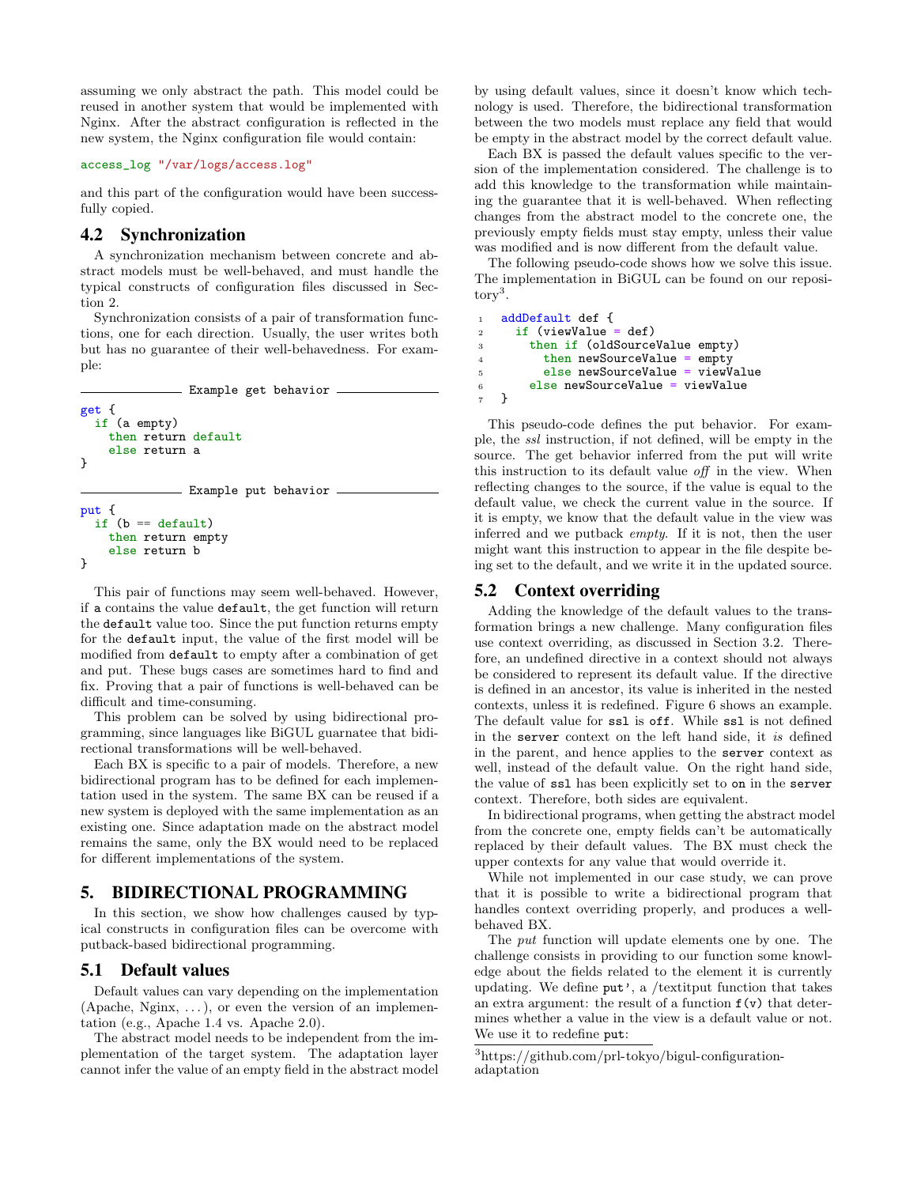assuming we only abstract the path. This model could be reused in another system that would be implemented with Nginx. After the abstract configuration is reflected in the new system, the Nginx configuration file would contain:

```
access_log "/var/logs/access.log"
```

and this part of the configuration would have been successfully copied.

## 4.2 Synchronization

A synchronization mechanism between concrete and abstract models must be well-behaved, and must handle the typical constructs of configuration files discussed in Section 2.

Synchronization consists of a pair of transformation functions, one for each direction. Usually, the user writes both but has no guarantee of their well-behavedness. For example:

Example get behavior

```
get {
  if (a empty)
    then return default
    else return a
}
```

Example put behavior

```
put {
  if (b == default)
    then return empty
    else return b
}
```

This pair of functions may seem well-behaved. However, if `a` contains the value `default`, the get function will return the `default` value too. Since the put function returns empty for the `default` input, the value of the first model will be modified from `default` to empty after a combination of get and put. These bugs cases are sometimes hard to find and fix. Proving that a pair of functions is well-behaved can be difficult and time-consuming.

This problem can be solved by using bidirectional programming, since languages like BiGUL guarnatee that bidirectional transformations will be well-behaved.

Each BX is specific to a pair of models. Therefore, a new bidirectional program has to be defined for each implementation used in the system. The same BX can be reused if a new system is deployed with the same implementation as an existing one. Since adaptation made on the abstract model remains the same, only the BX would need to be replaced for different implementations of the system.

# 5. BIDIRECTIONAL PROGRAMMING

In this section, we show how challenges caused by typical constructs in configuration files can be overcome with putback-based bidirectional programming.

## 5.1 Default values

Default values can vary depending on the implementation (Apache, Nginx, ...), or even the version of an implementation (e.g., Apache 1.4 vs. Apache 2.0).

The abstract model needs to be independent from the implementation of the target system. The adaptation layer cannot infer the value of an empty field in the abstract model by using default values, since it doesn't know which technology is used. Therefore, the bidirectional transformation between the two models must replace any field that would be empty in the abstract model by the correct default value.

Each BX is passed the default values specific to the version of the implementation considered. The challenge is to add this knowledge to the transformation while maintaining the guarantee that it is well-behaved. When reflecting changes from the abstract model to the concrete one, the previously empty fields must stay empty, unless their value was modified and is now different from the default value.

The following pseudo-code shows how we solve this issue. The implementation in BiGUL can be found on our repository[3].

```
1  addDefault def {
2    if (viewValue = def)
3      then if (oldSourceValue empty)
4        then newSourceValue = empty
5        else newSourceValue = viewValue
6      else newSourceValue = viewValue
7  }
```

This pseudo-code defines the put behavior. For example, the *ssl* instruction, if not defined, will be empty in the source. The get behavior inferred from the put will write this instruction to its default value *off* in the view. When reflecting changes to the source, if the value is equal to the default value, we check the current value in the source. If it is empty, we know that the default value in the view was inferred and we putback *empty*. If it is not, then the user might want this instruction to appear in the file despite being set to the default, and we write it in the updated source.

## 5.2 Context overriding

Adding the knowledge of the default values to the transformation brings a new challenge. Many configuration files use context overriding, as discussed in Section 3.2. Therefore, an undefined directive in a context should not always be considered to represent its default value. If the directive is defined in an ancestor, its value is inherited in the nested contexts, unless it is redefined. Figure 6 shows an example. The default value for `ssl` is `off`. While `ssl` is not defined in the `server` context on the left hand side, it *is* defined in the parent, and hence applies to the `server` context as well, instead of the default value. On the right hand side, the value of `ssl` has been explicitly set to `on` in the `server` context. Therefore, both sides are equivalent.

In bidirectional programs, when getting the abstract model from the concrete one, empty fields can't be automatically replaced by their default values. The BX must check the upper contexts for any value that would override it.

While not implemented in our case study, we can prove that it is possible to write a bidirectional program that handles context overriding properly, and produces a well-behaved BX.

The *put* function will update elements one by one. The challenge consists in providing to our function some knowledge about the fields related to the element it is currently updating. We define `put'`, a /textitput function that takes an extra argument: the result of a function `f(v)` that determines whether a value in the view is a default value or not. We use it to redefine `put`:

[3] https://github.com/prl-tokyo/bigul-configuration-adaptation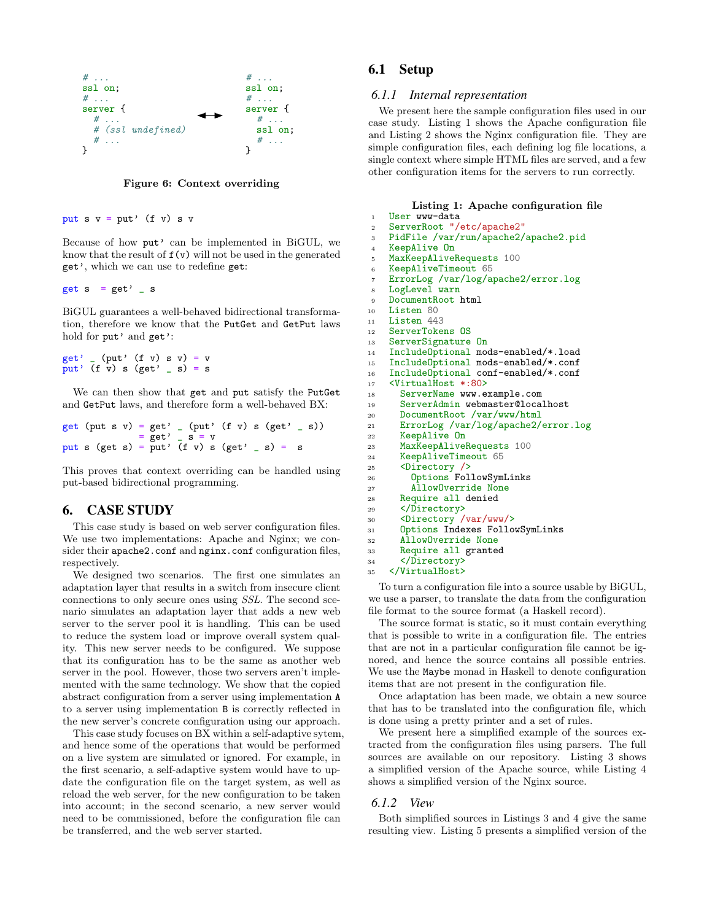```
# ...
ssl on;
# ...
server {
  # ...
  # (ssl undefined)
  # ...
}
```

↔

```
# ...
ssl on;
# ...
server {
  # ...
  ssl on;
  # ...
}
```

**Figure 6: Context overriding**

```
put s v = put' (f v) s v
```

Because of how `put'` can be implemented in BiGUL, we know that the result of `f(v)` will not be used in the generated `get'`, which we can use to redefine `get`:

```
get s  = get' _ s
```

BiGUL guarantees a well-behaved bidirectional transformation, therefore we know that the `PutGet` and `GetPut` laws hold for `put'` and `get'`:

```
get' _ (put' (f v) s v) = v
put' (f v) s (get' _ s) = s
```

We can then show that `get` and `put` satisfy the `PutGet` and `GetPut` laws, and therefore form a well-behaved BX:

```
get (put s v) = get' _ (put' (f v) s (get' _ s))
              = get' _ s = v
put s (get s) = put' (f v) s (get' _ s) =  s
```

This proves that context overriding can be handled using put-based bidirectional programming.

## 6. CASE STUDY

This case study is based on web server configuration files. We use two implementations: Apache and Nginx; we consider their `apache2.conf` and `nginx.conf` configuration files, respectively.

We designed two scenarios. The first one simulates an adaptation layer that results in a switch from insecure client connections to only secure ones using *SSL*. The second scenario simulates an adaptation layer that adds a new web server to the server pool it is handling. This can be used to reduce the system load or improve overall system quality. This new server needs to be configured. We suppose that its configuration has to be the same as another web server in the pool. However, those two servers aren't implemented with the same technology. We show that the copied abstract configuration from a server using implementation `A` to a server using implementation `B` is correctly reflected in the new server's concrete configuration using our approach.

This case study focuses on BX within a self-adaptive sytem, and hence some of the operations that would be performed on a live system are simulated or ignored. For example, in the first scenario, a self-adaptive system would have to update the configuration file on the target system, as well as reload the web server, for the new configuration to be taken into account; in the second scenario, a new server would need to be commissioned, before the configuration file can be transferred, and the web server started.

### 6.1 Setup

#### 6.1.1 Internal representation

We present here the sample configuration files used in our case study. Listing 1 shows the Apache configuration file and Listing 2 shows the Nginx configuration file. They are simple configuration files, each defining log file locations, a single context where simple HTML files are served, and a few other configuration items for the servers to run correctly.

**Listing 1: Apache configuration file**

```
1  User www-data
2  ServerRoot "/etc/apache2"
3  PidFile /var/run/apache2/apache2.pid
4  KeepAlive On
5  MaxKeepAliveRequests 100
6  KeepAliveTimeout 65
7  ErrorLog /var/log/apache2/error.log
8  LogLevel warn
9  DocumentRoot html
10 Listen 80
11 Listen 443
12 ServerTokens OS
13 ServerSignature On
14 IncludeOptional mods-enabled/*.load
15 IncludeOptional mods-enabled/*.conf
16 IncludeOptional conf-enabled/*.conf
17 <VirtualHost *:80>
18   ServerName www.example.com
19   ServerAdmin webmaster@localhost
20   DocumentRoot /var/www/html
21   ErrorLog /var/log/apache2/error.log
22   KeepAlive On
23   MaxKeepAliveRequests 100
24   KeepAliveTimeout 65
25   <Directory />
26     Options FollowSymLinks
27     AllowOverride None
28   Require all denied
29   </Directory>
30   <Directory /var/www/>
31   Options Indexes FollowSymLinks
32   AllowOverride None
33   Require all granted
34   </Directory>
35 </VirtualHost>
```

To turn a configuration file into a source usable by BiGUL, we use a parser, to translate the data from the configuration file format to the source format (a Haskell record).

The source format is static, so it must contain everything that is possible to write in a configuration file. The entries that are not in a particular configuration file cannot be ignored, and hence the source contains all possible entries. We use the `Maybe` monad in Haskell to denote configuration items that are not present in the configuration file.

Once adaptation has been made, we obtain a new source that has to be translated into the configuration file, which is done using a pretty printer and a set of rules.

We present here a simplified example of the sources extracted from the configuration files using parsers. The full sources are available on our repository. Listing 3 shows a simplified version of the Apache source, while Listing 4 shows a simplified version of the Nginx source.

#### 6.1.2 View

Both simplified sources in Listings 3 and 4 give the same resulting view. Listing 5 presents a simplified version of the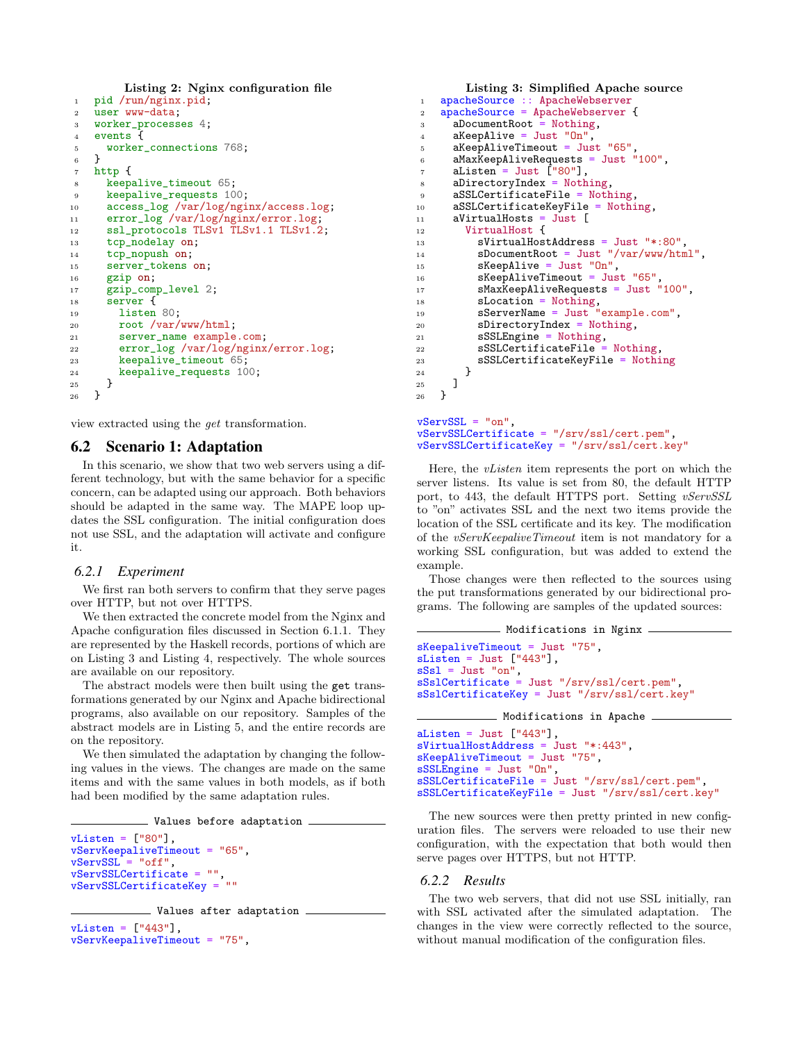**Listing 2: Nginx configuration file**

```
pid /run/nginx.pid;
user www-data;
worker_processes 4;
events {
  worker_connections 768;
}
http {
  keepalive_timeout 65;
  keepalive_requests 100;
  access_log /var/log/nginx/access.log;
  error_log /var/log/nginx/error.log;
  ssl_protocols TLSv1 TLSv1.1 TLSv1.2;
  tcp_nodelay on;
  tcp_nopush on;
  server_tokens on;
  gzip on;
  gzip_comp_level 2;
  server {
    listen 80;
    root /var/www/html;
    server_name example.com;
    error_log /var/log/nginx/error.log;
    keepalive_timeout 65;
    keepalive_requests 100;
  }
}
```

view extracted using the *get* transformation.

## 6.2 Scenario 1: Adaptation

In this scenario, we show that two web servers using a different technology, but with the same behavior for a specific concern, can be adapted using our approach. Both behaviors should be adapted in the same way. The MAPE loop updates the SSL configuration. The initial configuration does not use SSL, and the adaptation will activate and configure it.

### 6.2.1 Experiment

We first ran both servers to confirm that they serve pages over HTTP, but not over HTTPS.

We then extracted the concrete model from the Nginx and Apache configuration files discussed in Section 6.1.1. They are represented by the Haskell records, portions of which are on Listing 3 and Listing 4, respectively. The whole sources are available on our repository.

The abstract models were then built using the `get` transformations generated by our Nginx and Apache bidirectional programs, also available on our repository. Samples of the abstract models are in Listing 5, and the entire records are on the repository.

We then simulated the adaptation by changing the following values in the views. The changes are made on the same items and with the same values in both models, as if both had been modified by the same adaptation rules.

Values before adaptation

```
vListen = ["80"],
vServKeepaliveTimeout = "65",
vServSSL = "off",
vServSSLCertificate = "",
vServSSLCertificateKey = ""
```

Values after adaptation

```
vListen = ["443"],
vServKeepaliveTimeout = "75",
vServSSL = "on",
vServSSLCertificate = "/srv/ssl/cert.pem",
vServSSLCertificateKey = "/srv/ssl/cert.key"
```

**Listing 3: Simplified Apache source**

```
apacheSource :: ApacheWebserver
apacheSource = ApacheWebserver {
  aDocumentRoot = Nothing,
  aKeepAlive = Just "On",
  aKeepAliveTimeout = Just "65",
  aMaxKeepAliveRequests = Just "100",
  aListen = Just ["80"],
  aDirectoryIndex = Nothing,
  aSSLCertificateFile = Nothing,
  aSSLCertificateKeyFile = Nothing,
  aVirtualHosts = Just [
    VirtualHost {
      sVirtualHostAddress = Just "*:80",
      sDocumentRoot = Just "/var/www/html",
      sKeepAlive = Just "On",
      sKeepAliveTimeout = Just "65",
      sMaxKeepAliveRequests = Just "100",
      sLocation = Nothing,
      sServerName = Just "example.com",
      sDirectoryIndex = Nothing,
      sSSLEngine = Nothing,
      sSSLCertificateFile = Nothing,
      sSSLCertificateKeyFile = Nothing
    }
  ]
}
```

Here, the *vListen* item represents the port on which the server listens. Its value is set from 80, the default HTTP port, to 443, the default HTTPS port. Setting *vServSSL* to "on" activates SSL and the next two items provide the location of the SSL certificate and its key. The modification of the *vServKeepaliveTimeout* item is not mandatory for a working SSL configuration, but was added to extend the example.

Those changes were then reflected to the sources using the put transformations generated by our bidirectional programs. The following are samples of the updated sources:

Modifications in Nginx

```
sKeepaliveTimeout = Just "75",
sListen = Just ["443"],
sSsl = Just "on",
sSslCertificate = Just "/srv/ssl/cert.pem",
sSslCertificateKey = Just "/srv/ssl/cert.key"
```

Modifications in Apache

```
aListen = Just ["443"],
sVirtualHostAddress = Just "*:443",
sKeepAliveTimeout = Just "75",
sSSLEngine = Just "On",
sSSLCertificateFile = Just "/srv/ssl/cert.pem",
sSSLCertificateKeyFile = Just "/srv/ssl/cert.key"
```

The new sources were then pretty printed in new configuration files. The servers were reloaded to use their new configuration, with the expectation that both would then serve pages over HTTPS, but not HTTP.

### 6.2.2 Results

The two web servers, that did not use SSL initially, ran with SSL activated after the simulated adaptation. The changes in the view were correctly reflected to the source, without manual modification of the configuration files.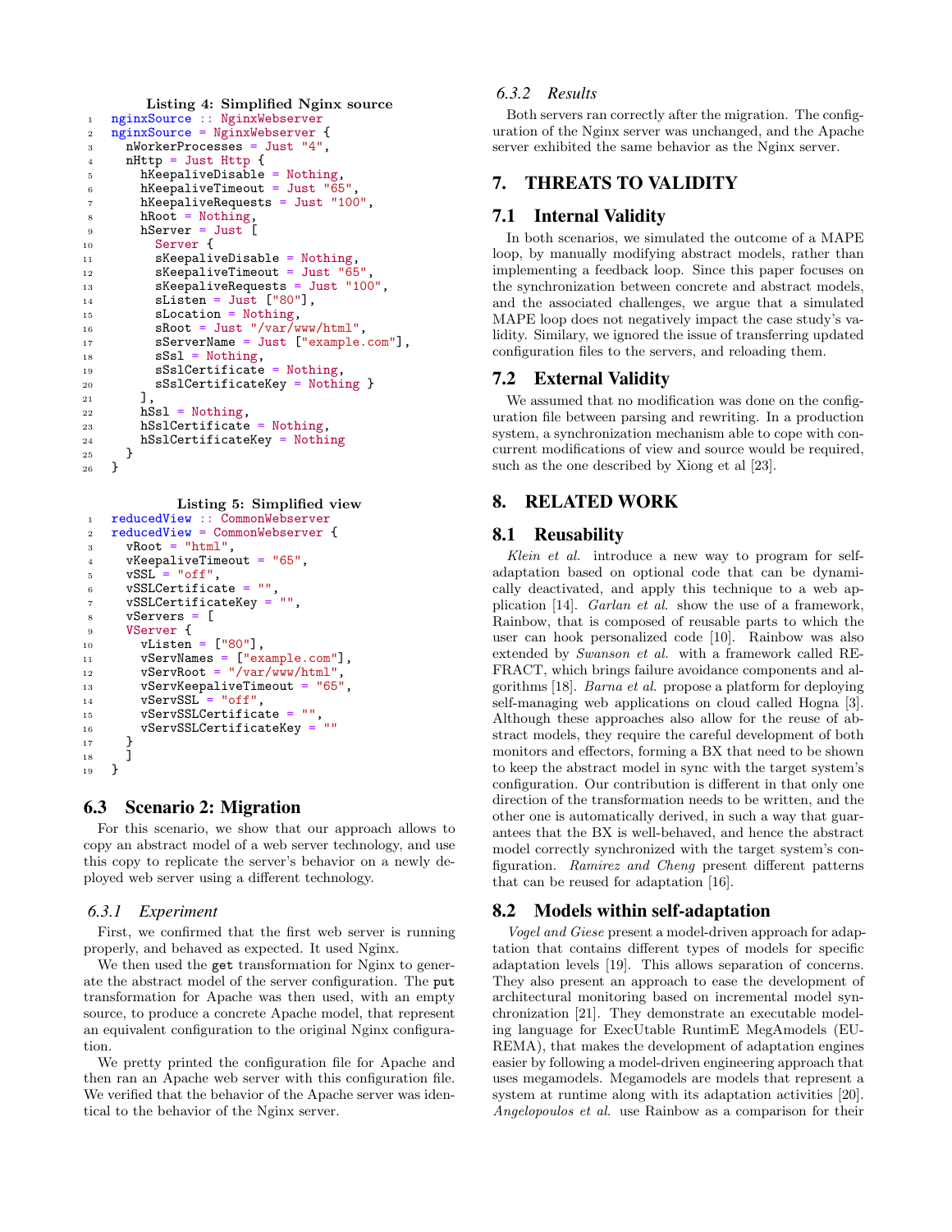**Listing 4: Simplified Nginx source**

```
nginxSource :: NginxWebserver
nginxSource = NginxWebserver {
  nWorkerProcesses = Just "4",
  nHttp = Just Http {
    hKeepaliveDisable = Nothing,
    hKeepaliveTimeout = Just "65",
    hKeepaliveRequests = Just "100",
    hRoot = Nothing,
    hServer = Just [
      Server {
      sKeepaliveDisable = Nothing,
      sKeepaliveTimeout = Just "65",
      sKeepaliveRequests = Just "100",
      sListen = Just ["80"],
      sLocation = Nothing,
      sRoot = Just "/var/www/html",
      sServerName = Just ["example.com"],
      sSsl = Nothing,
      sSslCertificate = Nothing,
      sSslCertificateKey = Nothing }
    ],
    hSsl = Nothing,
    hSslCertificate = Nothing,
    hSslCertificateKey = Nothing
  }
}
```

**Listing 5: Simplified view**

```
reducedView :: CommonWebserver
reducedView = CommonWebserver {
  vRoot = "html",
  vKeepaliveTimeout = "65",
  vSSL = "off",
  vSSLCertificate = "",
  vSSLCertificateKey = "",
  vServers = [
  VServer {
    vListen = ["80"],
    vServNames = ["example.com"],
    vServRoot = "/var/www/html",
    vServKeepaliveTimeout = "65",
    vServSSL = "off",
    vServSSLCertificate = "",
    vServSSLCertificateKey = ""
  }
  ]
}
```

## 6.3 Scenario 2: Migration

For this scenario, we show that our approach allows to copy an abstract model of a web server technology, and use this copy to replicate the server's behavior on a newly deployed web server using a different technology.

### 6.3.1 Experiment

First, we confirmed that the first web server is running properly, and behaved as expected. It used Nginx.

We then used the `get` transformation for Nginx to generate the abstract model of the server configuration. The `put` transformation for Apache was then used, with an empty source, to produce a concrete Apache model, that represent an equivalent configuration to the original Nginx configuration.

We pretty printed the configuration file for Apache and then ran an Apache web server with this configuration file. We verified that the behavior of the Apache server was identical to the behavior of the Nginx server.

### 6.3.2 Results

Both servers ran correctly after the migration. The configuration of the Nginx server was unchanged, and the Apache server exhibited the same behavior as the Nginx server.

# 7. THREATS TO VALIDITY

## 7.1 Internal Validity

In both scenarios, we simulated the outcome of a MAPE loop, by manually modifying abstract models, rather than implementing a feedback loop. Since this paper focuses on the synchronization between concrete and abstract models, and the associated challenges, we argue that a simulated MAPE loop does not negatively impact the case study's validity. Similary, we ignored the issue of transferring updated configuration files to the servers, and reloading them.

## 7.2 External Validity

We assumed that no modification was done on the configuration file between parsing and rewriting. In a production system, a synchronization mechanism able to cope with concurrent modifications of view and source would be required, such as the one described by Xiong et al [23].

# 8. RELATED WORK

## 8.1 Reusability

*Klein et al.* introduce a new way to program for self-adaptation based on optional code that can be dynamically deactivated, and apply this technique to a web application [14]. *Garlan et al.* show the use of a framework, Rainbow, that is composed of reusable parts to which the user can hook personalized code [10]. Rainbow was also extended by *Swanson et al.* with a framework called REFRACT, which brings failure avoidance components and algorithms [18]. *Barna et al.* propose a platform for deploying self-managing web applications on cloud called Hogna [3]. Although these approaches also allow for the reuse of abstract models, they require the careful development of both monitors and effectors, forming a BX that need to be shown to keep the abstract model in sync with the target system's configuration. Our contribution is different in that only one direction of the transformation needs to be written, and the other one is automatically derived, in such a way that guarantees that the BX is well-behaved, and hence the abstract model correctly synchronized with the target system's configuration. *Ramirez and Cheng* present different patterns that can be reused for adaptation [16].

## 8.2 Models within self-adaptation

*Vogel and Giese* present a model-driven approach for adaptation that contains different types of models for specific adaptation levels [19]. This allows separation of concerns. They also present an approach to ease the development of architectural monitoring based on incremental model synchronization [21]. They demonstrate an executable modeling language for ExecUtable RuntimE MegAmodels (EUREMA), that makes the development of adaptation engines easier by following a model-driven engineering approach that uses megamodels. Megamodels are models that represent a system at runtime along with its adaptation activities [20]. *Angelopoulos et al.* use Rainbow as a comparison for their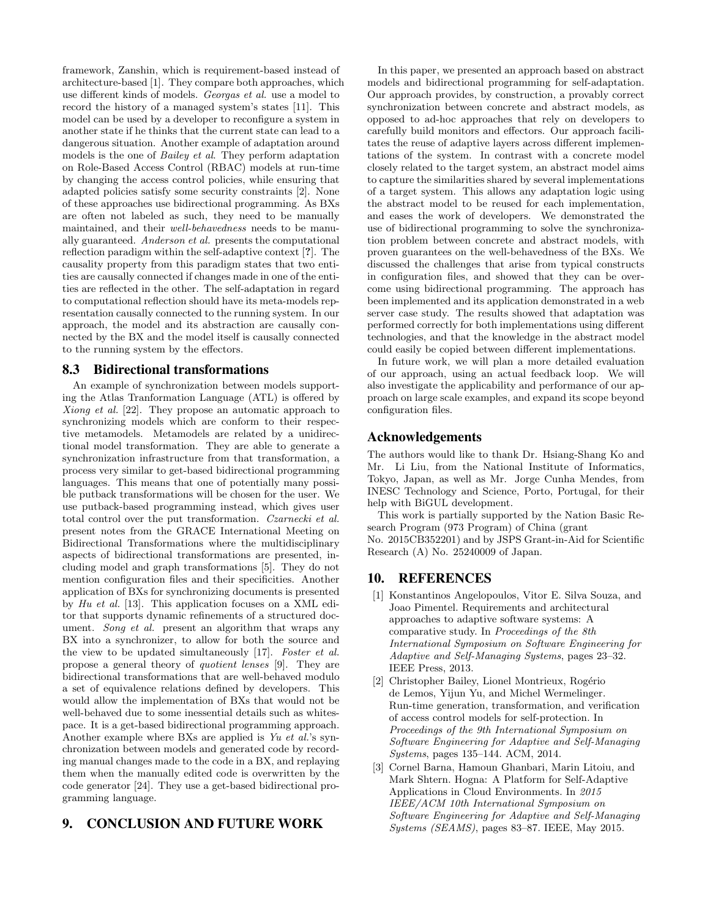framework, Zanshin, which is requirement-based instead of architecture-based [1]. They compare both approaches, which use different kinds of models. *Georgas et al.* use a model to record the history of a managed system's states [11]. This model can be used by a developer to reconfigure a system in another state if he thinks that the current state can lead to a dangerous situation. Another example of adaptation around models is the one of *Bailey et al*. They perform adaptation on Role-Based Access Control (RBAC) models at run-time by changing the access control policies, while ensuring that adapted policies satisfy some security constraints [2]. None of these approaches use bidirectional programming. As BXs are often not labeled as such, they need to be manually maintained, and their *well-behavedness* needs to be manually guaranteed. *Anderson et al.* presents the computational reflection paradigm within the self-adaptive context [?]. The causality property from this paradigm states that two entities are causally connected if changes made in one of the entities are reflected in the other. The self-adaptation in regard to computational reflection should have its meta-models representation causally connected to the running system. In our approach, the model and its abstraction are causally connected by the BX and the model itself is causally connected to the running system by the effectors.

## 8.3 Bidirectional transformations

An example of synchronization between models supporting the Atlas Tranformation Language (ATL) is offered by *Xiong et al.* [22]. They propose an automatic approach to synchronizing models which are conform to their respective metamodels. Metamodels are related by a unidirectional model transformation. They are able to generate a synchronization infrastructure from that transformation, a process very similar to get-based bidirectional programming languages. This means that one of potentially many possible putback transformations will be chosen for the user. We use putback-based programming instead, which gives user total control over the put transformation. *Czarnecki et al.* present notes from the GRACE International Meeting on Bidirectional Transformations where the multidisciplinary aspects of bidirectional transformations are presented, including model and graph transformations [5]. They do not mention configuration files and their specificities. Another application of BXs for synchronizing documents is presented by *Hu et al.* [13]. This application focuses on a XML editor that supports dynamic refinements of a structured document. *Song et al.* present an algorithm that wraps any BX into a synchronizer, to allow for both the source and the view to be updated simultaneously [17]. *Foster et al.* propose a general theory of *quotient lenses* [9]. They are bidirectional transformations that are well-behaved modulo a set of equivalence relations defined by developers. This would allow the implementation of BXs that would not be well-behaved due to some inessential details such as whitespace. It is a get-based bidirectional programming approach. Another example where BXs are applied is *Yu et al.*'s synchronization between models and generated code by recording manual changes made to the code in a BX, and replaying them when the manually edited code is overwritten by the code generator [24]. They use a get-based bidirectional programming language.

# 9. CONCLUSION AND FUTURE WORK

In this paper, we presented an approach based on abstract models and bidirectional programming for self-adaptation. Our approach provides, by construction, a provably correct synchronization between concrete and abstract models, as opposed to ad-hoc approaches that rely on developers to carefully build monitors and effectors. Our approach facilitates the reuse of adaptive layers across different implementations of the system. In contrast with a concrete model closely related to the target system, an abstract model aims to capture the similarities shared by several implementations of a target system. This allows any adaptation logic using the abstract model to be reused for each implementation, and eases the work of developers. We demonstrated the use of bidirectional programming to solve the synchronization problem between concrete and abstract models, with proven guarantees on the well-behavedness of the BXs. We discussed the challenges that arise from typical constructs in configuration files, and showed that they can be overcome using bidirectional programming. The approach has been implemented and its application demonstrated in a web server case study. The results showed that adaptation was performed correctly for both implementations using different technologies, and that the knowledge in the abstract model could easily be copied between different implementations.

In future work, we will plan a more detailed evaluation of our approach, using an actual feedback loop. We will also investigate the applicability and performance of our approach on large scale examples, and expand its scope beyond configuration files.

## Acknowledgements

The authors would like to thank Dr. Hsiang-Shang Ko and Mr. Li Liu, from the National Institute of Informatics, Tokyo, Japan, as well as Mr. Jorge Cunha Mendes, from INESC Technology and Science, Porto, Portugal, for their help with BiGUL development.

This work is partially supported by the Nation Basic Research Program (973 Program) of China (grant No. 2015CB352201) and by JSPS Grant-in-Aid for Scientific Research (A) No. 25240009 of Japan.

# 10. REFERENCES

[1] Konstantinos Angelopoulos, Vitor E. Silva Souza, and Joao Pimentel. Requirements and architectural approaches to adaptive software systems: A comparative study. In *Proceedings of the 8th International Symposium on Software Engineering for Adaptive and Self-Managing Systems*, pages 23–32. IEEE Press, 2013.

[2] Christopher Bailey, Lionel Montrieux, Rogério de Lemos, Yijun Yu, and Michel Wermelinger. Run-time generation, transformation, and verification of access control models for self-protection. In *Proceedings of the 9th International Symposium on Software Engineering for Adaptive and Self-Managing Systems*, pages 135–144. ACM, 2014.

[3] Cornel Barna, Hamoun Ghanbari, Marin Litoiu, and Mark Shtern. Hogna: A Platform for Self-Adaptive Applications in Cloud Environments. In *2015 IEEE/ACM 10th International Symposium on Software Engineering for Adaptive and Self-Managing Systems (SEAMS)*, pages 83–87. IEEE, May 2015.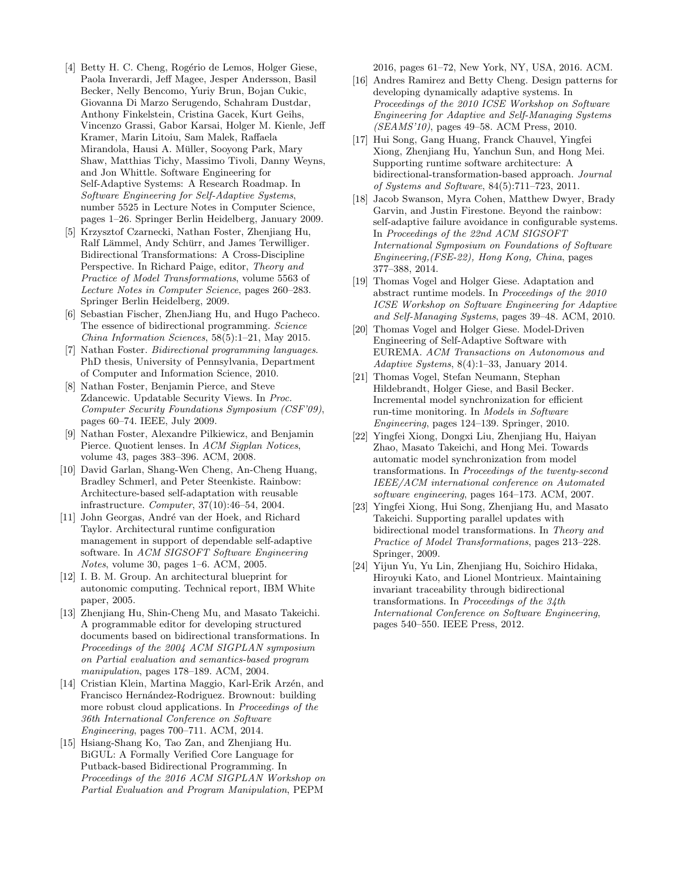[4] Betty H. C. Cheng, Rogério de Lemos, Holger Giese, Paola Inverardi, Jeff Magee, Jesper Andersson, Basil Becker, Nelly Bencomo, Yuriy Brun, Bojan Cukic, Giovanna Di Marzo Serugendo, Schahram Dustdar, Anthony Finkelstein, Cristina Gacek, Kurt Geihs, Vincenzo Grassi, Gabor Karsai, Holger M. Kienle, Jeff Kramer, Marin Litoiu, Sam Malek, Raffaela Mirandola, Hausi A. Müller, Sooyong Park, Mary Shaw, Matthias Tichy, Massimo Tivoli, Danny Weyns, and Jon Whittle. Software Engineering for Self-Adaptive Systems: A Research Roadmap. In *Software Engineering for Self-Adaptive Systems*, number 5525 in Lecture Notes in Computer Science, pages 1–26. Springer Berlin Heidelberg, January 2009.

[5] Krzysztof Czarnecki, Nathan Foster, Zhenjiang Hu, Ralf Lämmel, Andy Schürr, and James Terwilliger. Bidirectional Transformations: A Cross-Discipline Perspective. In Richard Paige, editor, *Theory and Practice of Model Transformations*, volume 5563 of *Lecture Notes in Computer Science*, pages 260–283. Springer Berlin Heidelberg, 2009.

[6] Sebastian Fischer, ZhenJiang Hu, and Hugo Pacheco. The essence of bidirectional programming. *Science China Information Sciences*, 58(5):1–21, May 2015.

[7] Nathan Foster. *Bidirectional programming languages*. PhD thesis, University of Pennsylvania, Department of Computer and Information Science, 2010.

[8] Nathan Foster, Benjamin Pierce, and Steve Zdancewic. Updatable Security Views. In *Proc. Computer Security Foundations Symposium (CSF'09)*, pages 60–74. IEEE, July 2009.

[9] Nathan Foster, Alexandre Pilkiewicz, and Benjamin Pierce. Quotient lenses. In *ACM Sigplan Notices*, volume 43, pages 383–396. ACM, 2008.

[10] David Garlan, Shang-Wen Cheng, An-Cheng Huang, Bradley Schmerl, and Peter Steenkiste. Rainbow: Architecture-based self-adaptation with reusable infrastructure. *Computer*, 37(10):46–54, 2004.

[11] John Georgas, André van der Hoek, and Richard Taylor. Architectural runtime configuration management in support of dependable self-adaptive software. In *ACM SIGSOFT Software Engineering Notes*, volume 30, pages 1–6. ACM, 2005.

[12] I. B. M. Group. An architectural blueprint for autonomic computing. Technical report, IBM White paper, 2005.

[13] Zhenjiang Hu, Shin-Cheng Mu, and Masato Takeichi. A programmable editor for developing structured documents based on bidirectional transformations. In *Proceedings of the 2004 ACM SIGPLAN symposium on Partial evaluation and semantics-based program manipulation*, pages 178–189. ACM, 2004.

[14] Cristian Klein, Martina Maggio, Karl-Erik Arzén, and Francisco Hernández-Rodriguez. Brownout: building more robust cloud applications. In *Proceedings of the 36th International Conference on Software Engineering*, pages 700–711. ACM, 2014.

[15] Hsiang-Shang Ko, Tao Zan, and Zhenjiang Hu. BiGUL: A Formally Verified Core Language for Putback-based Bidirectional Programming. In *Proceedings of the 2016 ACM SIGPLAN Workshop on Partial Evaluation and Program Manipulation*, PEPM 2016, pages 61–72, New York, NY, USA, 2016. ACM.

[16] Andres Ramirez and Betty Cheng. Design patterns for developing dynamically adaptive systems. In *Proceedings of the 2010 ICSE Workshop on Software Engineering for Adaptive and Self-Managing Systems (SEAMS'10)*, pages 49–58. ACM Press, 2010.

[17] Hui Song, Gang Huang, Franck Chauvel, Yingfei Xiong, Zhenjiang Hu, Yanchun Sun, and Hong Mei. Supporting runtime software architecture: A bidirectional-transformation-based approach. *Journal of Systems and Software*, 84(5):711–723, 2011.

[18] Jacob Swanson, Myra Cohen, Matthew Dwyer, Brady Garvin, and Justin Firestone. Beyond the rainbow: self-adaptive failure avoidance in configurable systems. In *Proceedings of the 22nd ACM SIGSOFT International Symposium on Foundations of Software Engineering,(FSE-22), Hong Kong, China*, pages 377–388, 2014.

[19] Thomas Vogel and Holger Giese. Adaptation and abstract runtime models. In *Proceedings of the 2010 ICSE Workshop on Software Engineering for Adaptive and Self-Managing Systems*, pages 39–48. ACM, 2010.

[20] Thomas Vogel and Holger Giese. Model-Driven Engineering of Self-Adaptive Software with EUREMA. *ACM Transactions on Autonomous and Adaptive Systems*, 8(4):1–33, January 2014.

[21] Thomas Vogel, Stefan Neumann, Stephan Hildebrandt, Holger Giese, and Basil Becker. Incremental model synchronization for efficient run-time monitoring. In *Models in Software Engineering*, pages 124–139. Springer, 2010.

[22] Yingfei Xiong, Dongxi Liu, Zhenjiang Hu, Haiyan Zhao, Masato Takeichi, and Hong Mei. Towards automatic model synchronization from model transformations. In *Proceedings of the twenty-second IEEE/ACM international conference on Automated software engineering*, pages 164–173. ACM, 2007.

[23] Yingfei Xiong, Hui Song, Zhenjiang Hu, and Masato Takeichi. Supporting parallel updates with bidirectional model transformations. In *Theory and Practice of Model Transformations*, pages 213–228. Springer, 2009.

[24] Yijun Yu, Yu Lin, Zhenjiang Hu, Soichiro Hidaka, Hiroyuki Kato, and Lionel Montrieux. Maintaining invariant traceability through bidirectional transformations. In *Proceedings of the 34th International Conference on Software Engineering*, pages 540–550. IEEE Press, 2012.